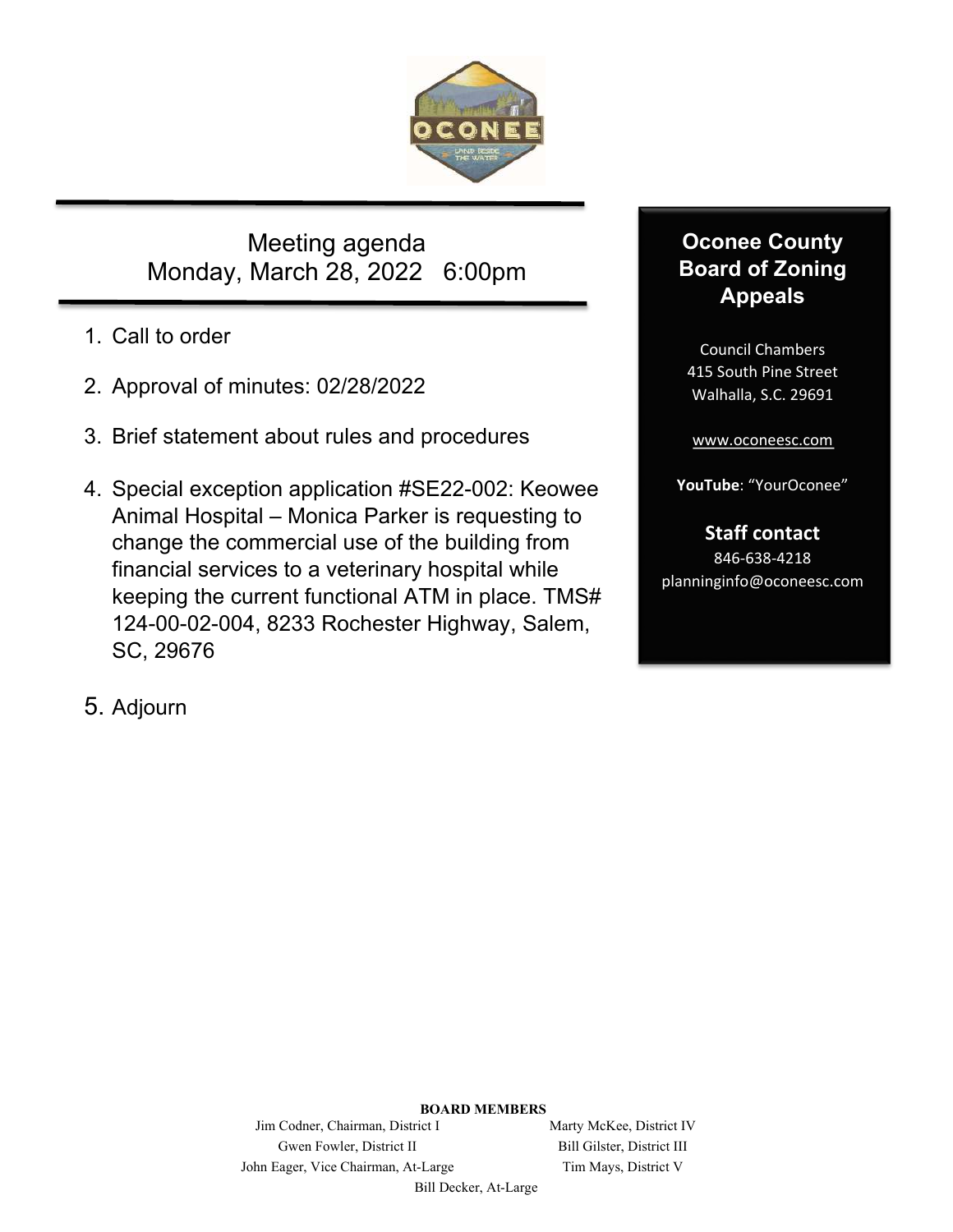# Meeting agenda
## Monday, March 28, 2022 6:00pm

1. Call to order
2. Approval of minutes: 02/28/2022
3. Brief statement about rules and procedures
4. Special exception application #SE22-002: Keowee Animal Hospital – Monica Parker is requesting to change the commercial use of the building from financial services to a veterinary hospital while keeping the current functional ATM in place. TMS# 124-00-02-004, 8233 Rochester Highway, Salem, SC, 29676
5. Adjourn

**Oconee County Board of Zoning Appeals**

Council Chambers
415 South Pine Street
Walhalla, S.C. 29691

www.oconeesc.com

**YouTube**: "YourOconee"

**Staff contact**
846-638-4218
planninginfo@oconeesc.com

**BOARD MEMBERS**

Jim Codner, Chairman, District I
Gwen Fowler, District II
John Eager, Vice Chairman, At-Large
Marty McKee, District IV
Bill Gilster, District III
Tim Mays, District V
Bill Decker, At-Large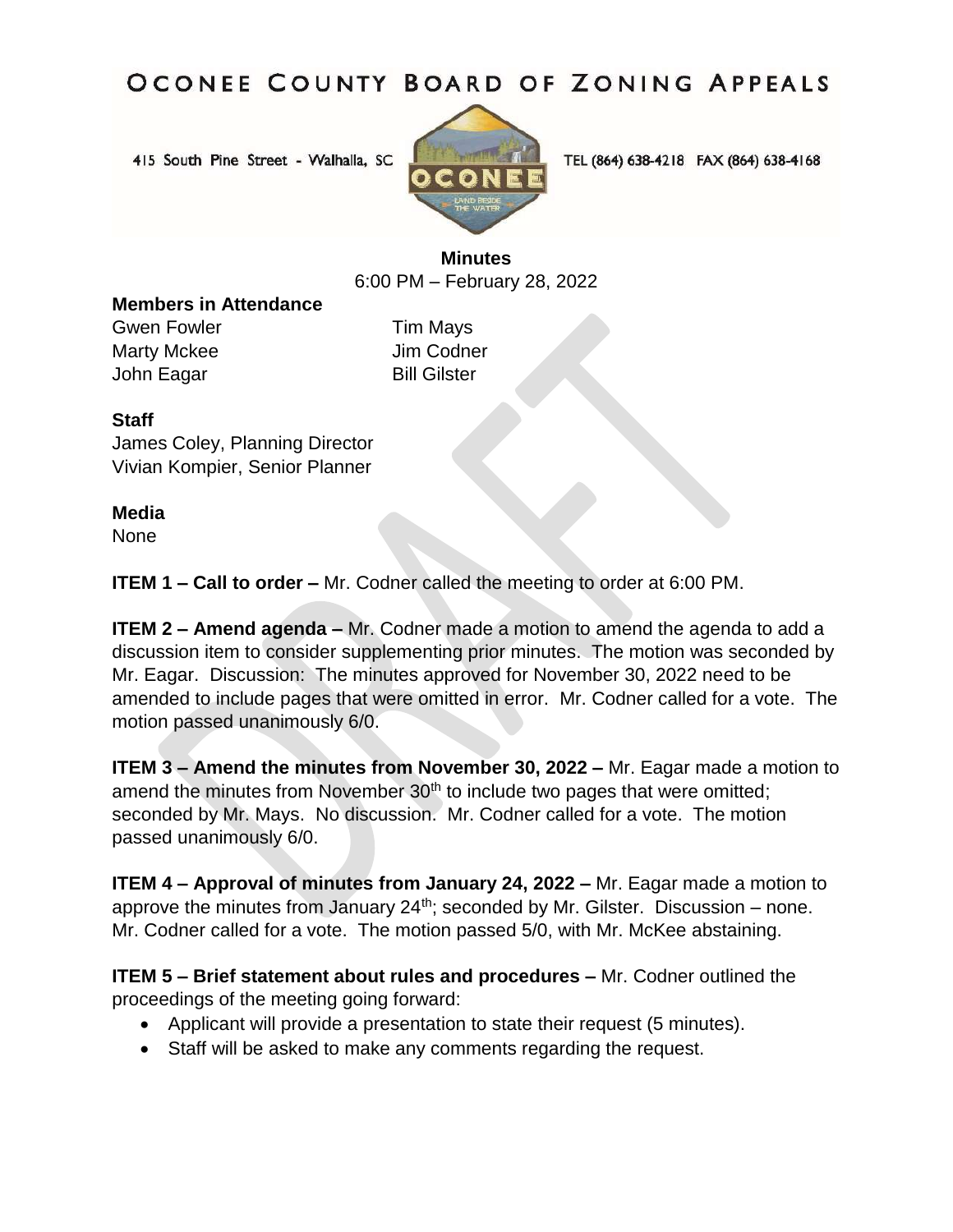# OCONEE COUNTY BOARD OF ZONING APPEALS

415 South Pine Street - Walhalla, SC TEL (864) 638-4218 FAX (864) 638-4168

**Minutes**
6:00 PM – February 28, 2022

**Members in Attendance**

Gwen Fowler
Marty Mckee
John Eagar
Tim Mays
Jim Codner
Bill Gilster

**Staff**

James Coley, Planning Director
Vivian Kompier, Senior Planner

**Media**

None

**ITEM 1 – Call to order –** Mr. Codner called the meeting to order at 6:00 PM.

**ITEM 2 – Amend agenda –** Mr. Codner made a motion to amend the agenda to add a discussion item to consider supplementing prior minutes. The motion was seconded by Mr. Eagar. Discussion: The minutes approved for November 30, 2022 need to be amended to include pages that were omitted in error. Mr. Codner called for a vote. The motion passed unanimously 6/0.

**ITEM 3 – Amend the minutes from November 30, 2022 –** Mr. Eagar made a motion to amend the minutes from November 30th to include two pages that were omitted; seconded by Mr. Mays. No discussion. Mr. Codner called for a vote. The motion passed unanimously 6/0.

**ITEM 4 – Approval of minutes from January 24, 2022 –** Mr. Eagar made a motion to approve the minutes from January 24th; seconded by Mr. Gilster. Discussion – none. Mr. Codner called for a vote. The motion passed 5/0, with Mr. McKee abstaining.

**ITEM 5 – Brief statement about rules and procedures –** Mr. Codner outlined the proceedings of the meeting going forward:

- Applicant will provide a presentation to state their request (5 minutes).
- Staff will be asked to make any comments regarding the request.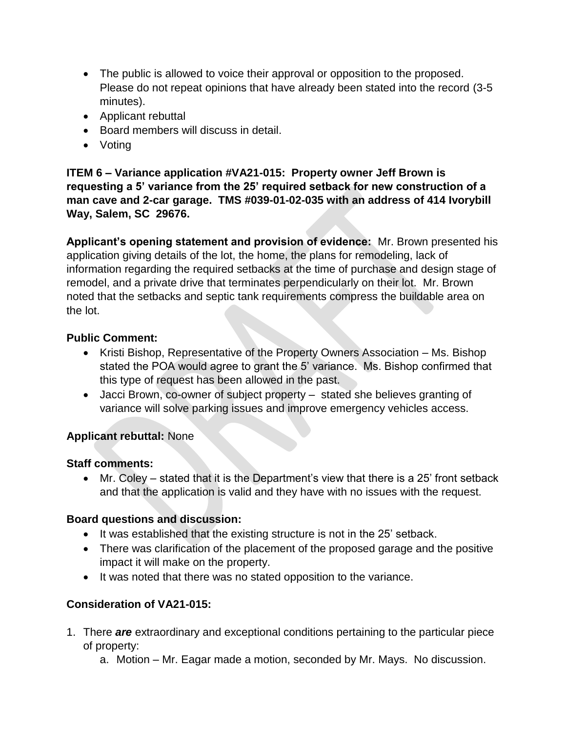- The public is allowed to voice their approval or opposition to the proposed. Please do not repeat opinions that have already been stated into the record (3-5 minutes).
- Applicant rebuttal
- Board members will discuss in detail.
- Voting

**ITEM 6 – Variance application #VA21-015: Property owner Jeff Brown is requesting a 5' variance from the 25' required setback for new construction of a man cave and 2-car garage. TMS #039-01-02-035 with an address of 414 Ivorybill Way, Salem, SC 29676.**

**Applicant's opening statement and provision of evidence:** Mr. Brown presented his application giving details of the lot, the home, the plans for remodeling, lack of information regarding the required setbacks at the time of purchase and design stage of remodel, and a private drive that terminates perpendicularly on their lot. Mr. Brown noted that the setbacks and septic tank requirements compress the buildable area on the lot.

**Public Comment:**

- Kristi Bishop, Representative of the Property Owners Association – Ms. Bishop stated the POA would agree to grant the 5' variance. Ms. Bishop confirmed that this type of request has been allowed in the past.
- Jacci Brown, co-owner of subject property – stated she believes granting of variance will solve parking issues and improve emergency vehicles access.

**Applicant rebuttal:** None

**Staff comments:**

- Mr. Coley – stated that it is the Department's view that there is a 25' front setback and that the application is valid and they have with no issues with the request.

**Board questions and discussion:**

- It was established that the existing structure is not in the 25' setback.
- There was clarification of the placement of the proposed garage and the positive impact it will make on the property.
- It was noted that there was no stated opposition to the variance.

**Consideration of VA21-015:**

1. There ***are*** extraordinary and exceptional conditions pertaining to the particular piece of property:
   a. Motion – Mr. Eagar made a motion, seconded by Mr. Mays. No discussion.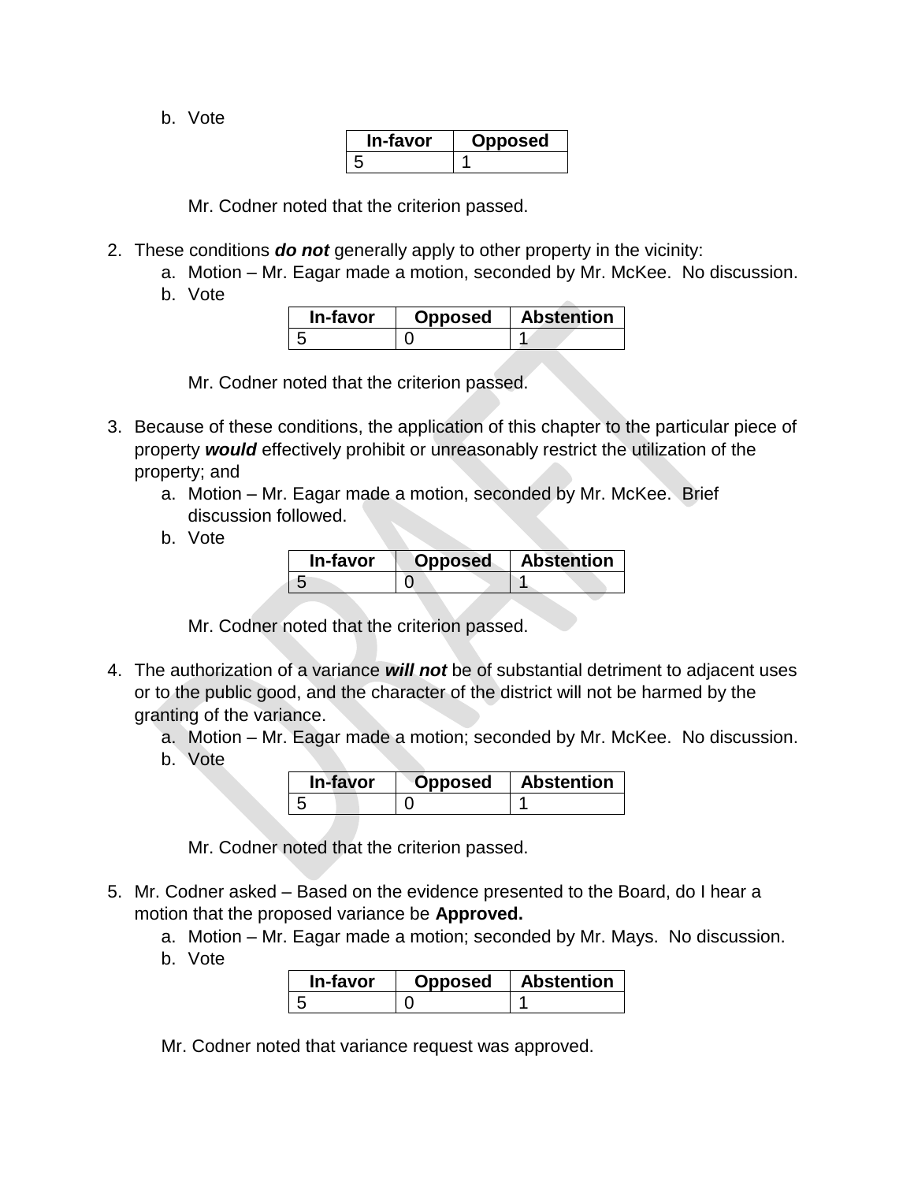b. Vote

| In-favor | Opposed |
|---|---|
| 5 | 1 |

Mr. Codner noted that the criterion passed.

2. These conditions ***do not*** generally apply to other property in the vicinity:
   a. Motion – Mr. Eagar made a motion, seconded by Mr. McKee. No discussion.
   b. Vote

| In-favor | Opposed | Abstention |
|---|---|---|
| 5 | 0 | 1 |

Mr. Codner noted that the criterion passed.

3. Because of these conditions, the application of this chapter to the particular piece of property ***would*** effectively prohibit or unreasonably restrict the utilization of the property; and
   a. Motion – Mr. Eagar made a motion, seconded by Mr. McKee. Brief discussion followed.
   b. Vote

| In-favor | Opposed | Abstention |
|---|---|---|
| 5 | 0 | 1 |

Mr. Codner noted that the criterion passed.

4. The authorization of a variance ***will not*** be of substantial detriment to adjacent uses or to the public good, and the character of the district will not be harmed by the granting of the variance.
   a. Motion – Mr. Eagar made a motion; seconded by Mr. McKee. No discussion.
   b. Vote

| In-favor | Opposed | Abstention |
|---|---|---|
| 5 | 0 | 1 |

Mr. Codner noted that the criterion passed.

5. Mr. Codner asked – Based on the evidence presented to the Board, do I hear a motion that the proposed variance be **Approved.**
   a. Motion – Mr. Eagar made a motion; seconded by Mr. Mays. No discussion.
   b. Vote

| In-favor | Opposed | Abstention |
|---|---|---|
| 5 | 0 | 1 |

Mr. Codner noted that variance request was approved.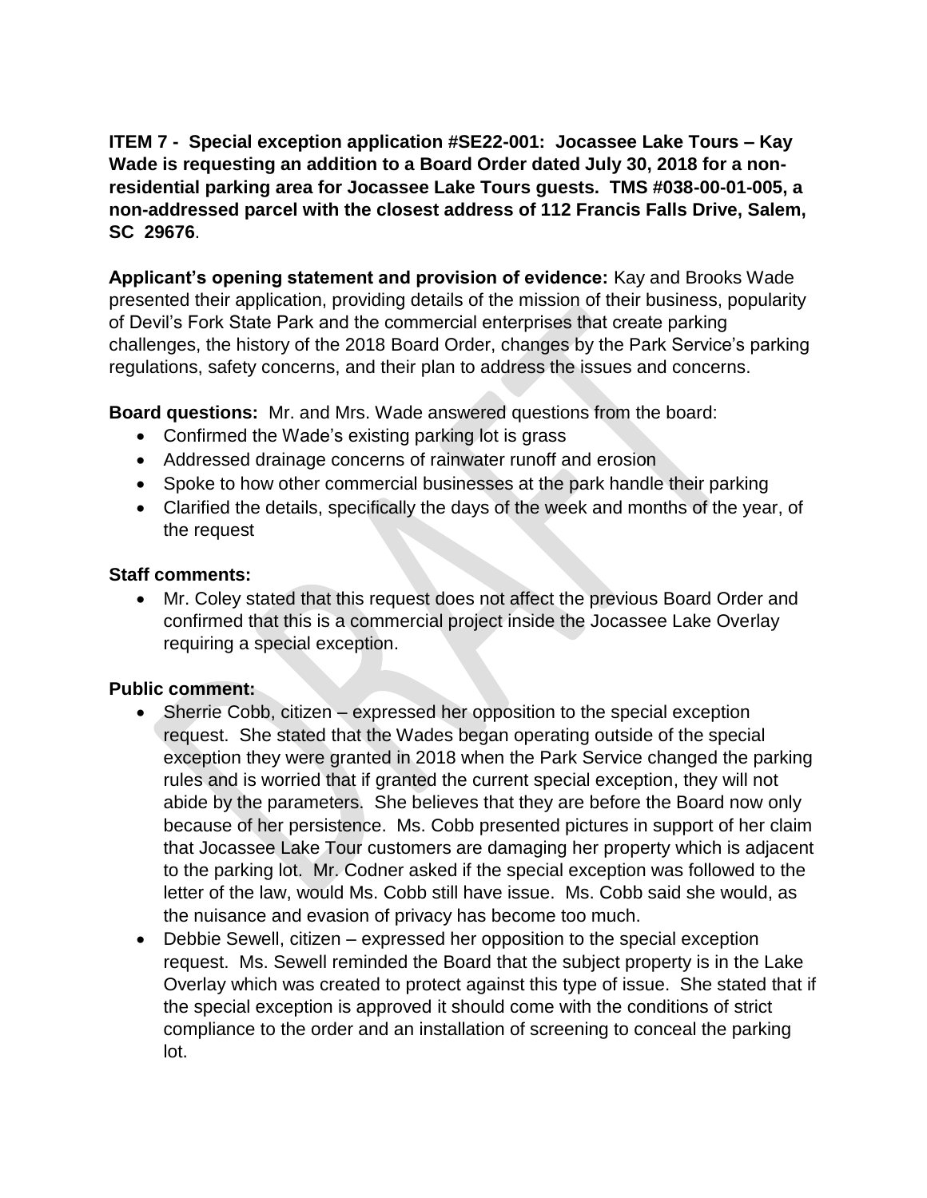**ITEM 7 - Special exception application #SE22-001: Jocassee Lake Tours – Kay Wade is requesting an addition to a Board Order dated July 30, 2018 for a non-residential parking area for Jocassee Lake Tours guests. TMS #038-00-01-005, a non-addressed parcel with the closest address of 112 Francis Falls Drive, Salem, SC 29676**.

**Applicant's opening statement and provision of evidence:** Kay and Brooks Wade presented their application, providing details of the mission of their business, popularity of Devil's Fork State Park and the commercial enterprises that create parking challenges, the history of the 2018 Board Order, changes by the Park Service's parking regulations, safety concerns, and their plan to address the issues and concerns.

**Board questions:** Mr. and Mrs. Wade answered questions from the board:

- Confirmed the Wade's existing parking lot is grass
- Addressed drainage concerns of rainwater runoff and erosion
- Spoke to how other commercial businesses at the park handle their parking
- Clarified the details, specifically the days of the week and months of the year, of the request

**Staff comments:**

- Mr. Coley stated that this request does not affect the previous Board Order and confirmed that this is a commercial project inside the Jocassee Lake Overlay requiring a special exception.

**Public comment:**

- Sherrie Cobb, citizen – expressed her opposition to the special exception request. She stated that the Wades began operating outside of the special exception they were granted in 2018 when the Park Service changed the parking rules and is worried that if granted the current special exception, they will not abide by the parameters. She believes that they are before the Board now only because of her persistence. Ms. Cobb presented pictures in support of her claim that Jocassee Lake Tour customers are damaging her property which is adjacent to the parking lot. Mr. Codner asked if the special exception was followed to the letter of the law, would Ms. Cobb still have issue. Ms. Cobb said she would, as the nuisance and evasion of privacy has become too much.
- Debbie Sewell, citizen – expressed her opposition to the special exception request. Ms. Sewell reminded the Board that the subject property is in the Lake Overlay which was created to protect against this type of issue. She stated that if the special exception is approved it should come with the conditions of strict compliance to the order and an installation of screening to conceal the parking lot.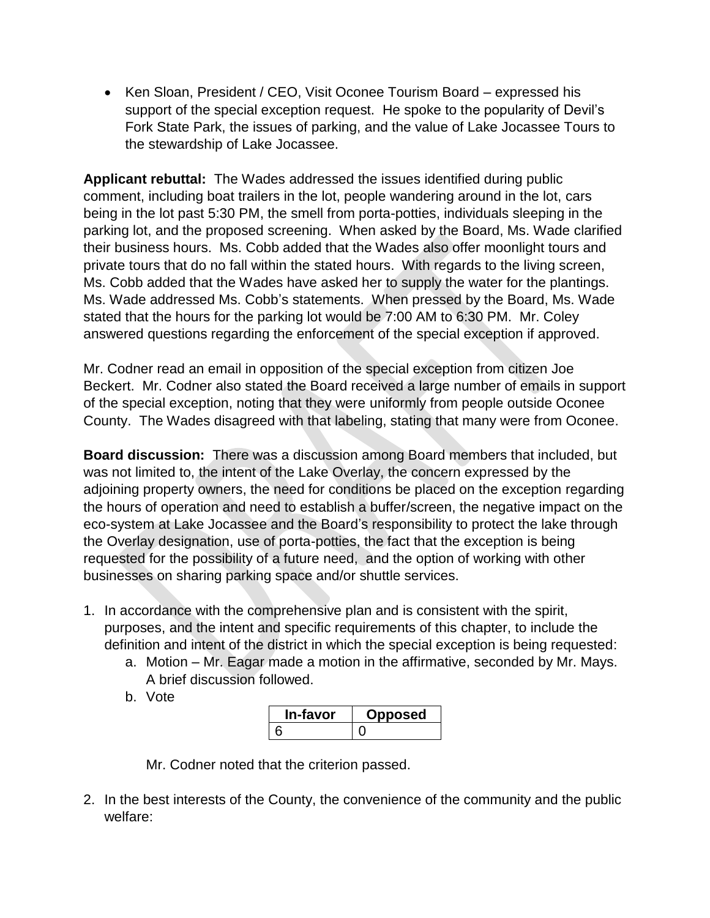- Ken Sloan, President / CEO, Visit Oconee Tourism Board – expressed his support of the special exception request. He spoke to the popularity of Devil's Fork State Park, the issues of parking, and the value of Lake Jocassee Tours to the stewardship of Lake Jocassee.

**Applicant rebuttal:** The Wades addressed the issues identified during public comment, including boat trailers in the lot, people wandering around in the lot, cars being in the lot past 5:30 PM, the smell from porta-potties, individuals sleeping in the parking lot, and the proposed screening. When asked by the Board, Ms. Wade clarified their business hours. Ms. Cobb added that the Wades also offer moonlight tours and private tours that do no fall within the stated hours. With regards to the living screen, Ms. Cobb added that the Wades have asked her to supply the water for the plantings. Ms. Wade addressed Ms. Cobb's statements. When pressed by the Board, Ms. Wade stated that the hours for the parking lot would be 7:00 AM to 6:30 PM. Mr. Coley answered questions regarding the enforcement of the special exception if approved.

Mr. Codner read an email in opposition of the special exception from citizen Joe Beckert. Mr. Codner also stated the Board received a large number of emails in support of the special exception, noting that they were uniformly from people outside Oconee County. The Wades disagreed with that labeling, stating that many were from Oconee.

**Board discussion:** There was a discussion among Board members that included, but was not limited to, the intent of the Lake Overlay, the concern expressed by the adjoining property owners, the need for conditions be placed on the exception regarding the hours of operation and need to establish a buffer/screen, the negative impact on the eco-system at Lake Jocassee and the Board's responsibility to protect the lake through the Overlay designation, use of porta-potties, the fact that the exception is being requested for the possibility of a future need, and the option of working with other businesses on sharing parking space and/or shuttle services.

1. In accordance with the comprehensive plan and is consistent with the spirit, purposes, and the intent and specific requirements of this chapter, to include the definition and intent of the district in which the special exception is being requested:
   a. Motion – Mr. Eagar made a motion in the affirmative, seconded by Mr. Mays. A brief discussion followed.
   b. Vote

| In-favor | Opposed |
|---|---|
| 6 | 0 |

Mr. Codner noted that the criterion passed.

2. In the best interests of the County, the convenience of the community and the public welfare: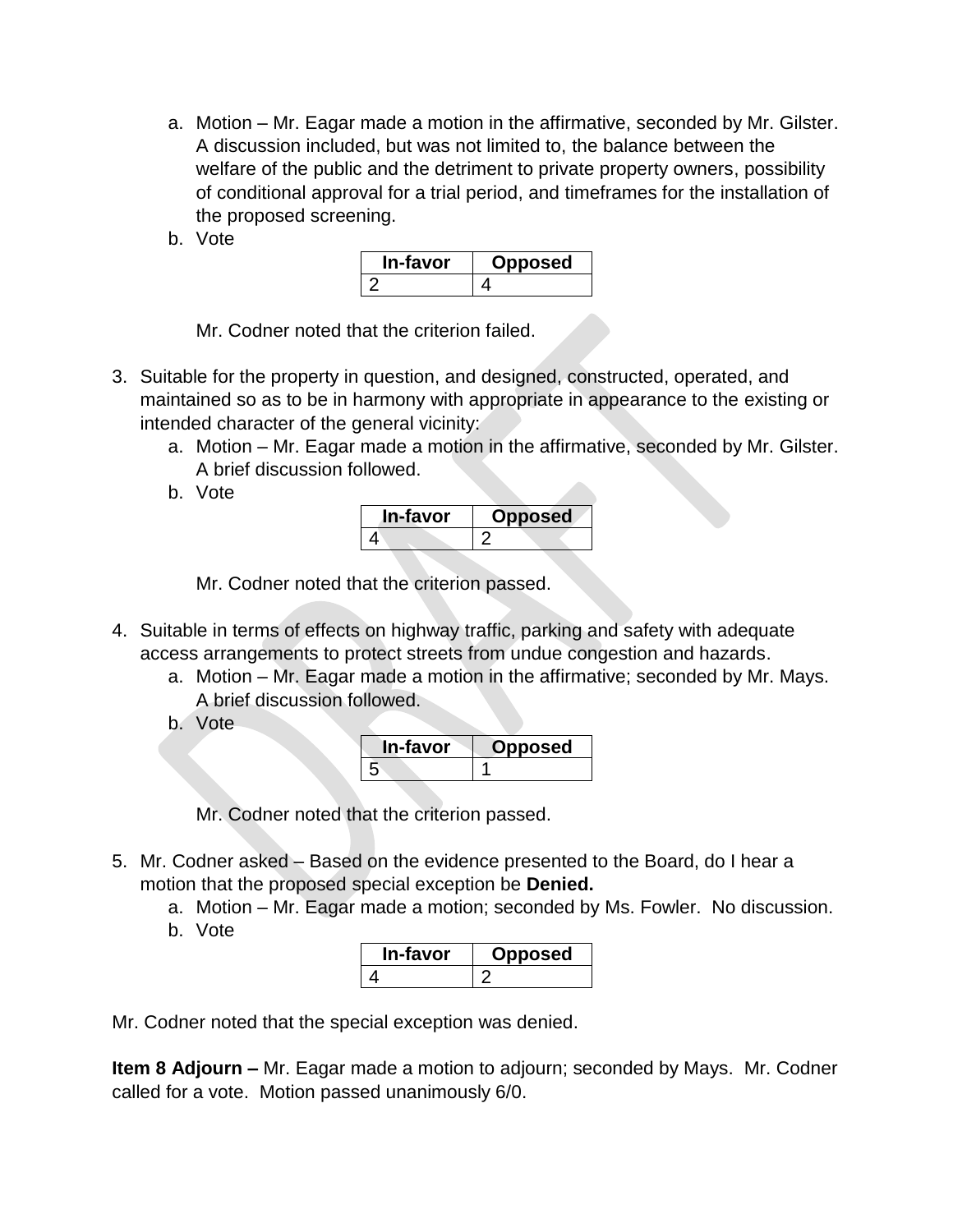a. Motion – Mr. Eagar made a motion in the affirmative, seconded by Mr. Gilster. A discussion included, but was not limited to, the balance between the welfare of the public and the detriment to private property owners, possibility of conditional approval for a trial period, and timeframes for the installation of the proposed screening.
b. Vote

| In-favor | Opposed |
|---|---|
| 2 | 4 |

Mr. Codner noted that the criterion failed.

3. Suitable for the property in question, and designed, constructed, operated, and maintained so as to be in harmony with appropriate in appearance to the existing or intended character of the general vicinity:
   a. Motion – Mr. Eagar made a motion in the affirmative, seconded by Mr. Gilster. A brief discussion followed.
   b. Vote

| In-favor | Opposed |
|---|---|
| 4 | 2 |

Mr. Codner noted that the criterion passed.

4. Suitable in terms of effects on highway traffic, parking and safety with adequate access arrangements to protect streets from undue congestion and hazards.
   a. Motion – Mr. Eagar made a motion in the affirmative; seconded by Mr. Mays. A brief discussion followed.
   b. Vote

| In-favor | Opposed |
|---|---|
| 5 | 1 |

Mr. Codner noted that the criterion passed.

5. Mr. Codner asked – Based on the evidence presented to the Board, do I hear a motion that the proposed special exception be **Denied.**
   a. Motion – Mr. Eagar made a motion; seconded by Ms. Fowler. No discussion.
   b. Vote

| In-favor | Opposed |
|---|---|
| 4 | 2 |

Mr. Codner noted that the special exception was denied.

**Item 8 Adjourn –** Mr. Eagar made a motion to adjourn; seconded by Mays. Mr. Codner called for a vote. Motion passed unanimously 6/0.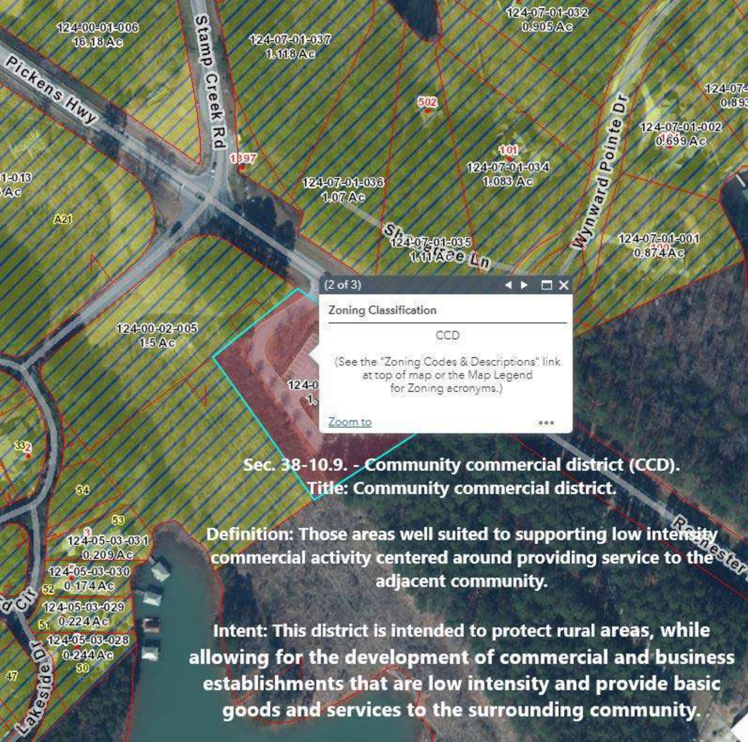(2 of 3)

Zoning Classification

CCD

(See the "Zoning Codes & Descriptions" link at top of map or the Map Legend for Zoning acronyms.)

Zoom to

**Sec. 38-10.9. - Community commercial district (CCD).**

**Title: Community commercial district.**

**Definition: Those areas well suited to supporting low intensity commercial activity centered around providing service to the adjacent community.**

**Intent: This district is intended to protect rural areas, while allowing for the development of commercial and business establishments that are low intensity and provide basic goods and services to the surrounding community.**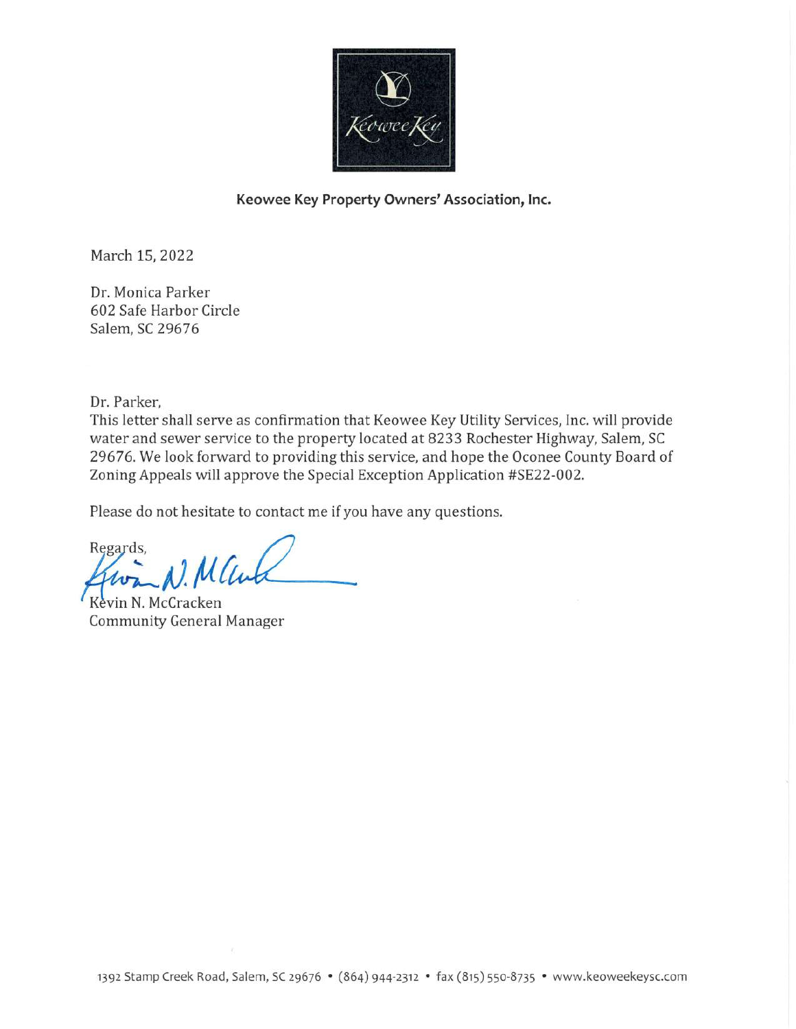Keowee Key

**Keowee Key Property Owners' Association, Inc.**

March 15, 2022

Dr. Monica Parker
602 Safe Harbor Circle
Salem, SC 29676

Dr. Parker,

This letter shall serve as confirmation that Keowee Key Utility Services, Inc. will provide water and sewer service to the property located at 8233 Rochester Highway, Salem, SC 29676. We look forward to providing this service, and hope the Oconee County Board of Zoning Appeals will approve the Special Exception Application #SE22-002.

Please do not hesitate to contact me if you have any questions.

Regards,

Kevin N. McCracken
Community General Manager

1392 Stamp Creek Road, Salem, SC 29676 • (864) 944-2312 • fax (815) 550-8735 • www.keoweekeysc.com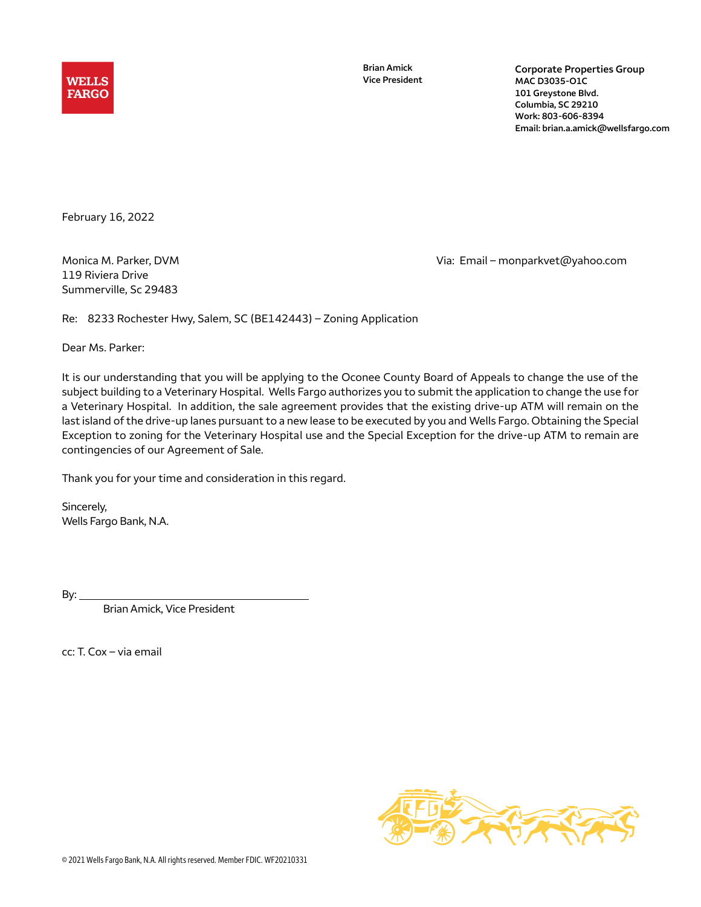WELLS FARGO

**Brian Amick**
**Vice President**

**Corporate Properties Group**
**MAC D3035-01C**
**101 Greystone Blvd.**
**Columbia, SC 29210**
**Work: 803-606-8394**
**Email: brian.a.amick@wellsfargo.com**

February 16, 2022

Monica M. Parker, DVM
119 Riviera Drive
Summerville, Sc 29483

Via: Email – monparkvet@yahoo.com

Re: 8233 Rochester Hwy, Salem, SC (BE142443) – Zoning Application

Dear Ms. Parker:

It is our understanding that you will be applying to the Oconee County Board of Appeals to change the use of the subject building to a Veterinary Hospital. Wells Fargo authorizes you to submit the application to change the use for a Veterinary Hospital. In addition, the sale agreement provides that the existing drive-up ATM will remain on the last island of the drive-up lanes pursuant to a new lease to be executed by you and Wells Fargo. Obtaining the Special Exception to zoning for the Veterinary Hospital use and the Special Exception for the drive-up ATM to remain are contingencies of our Agreement of Sale.

Thank you for your time and consideration in this regard.

Sincerely,
Wells Fargo Bank, N.A.

By: ______________________________
Brian Amick, Vice President

cc: T. Cox – via email

© 2021 Wells Fargo Bank, N.A. All rights reserved. Member FDIC. WF20210331